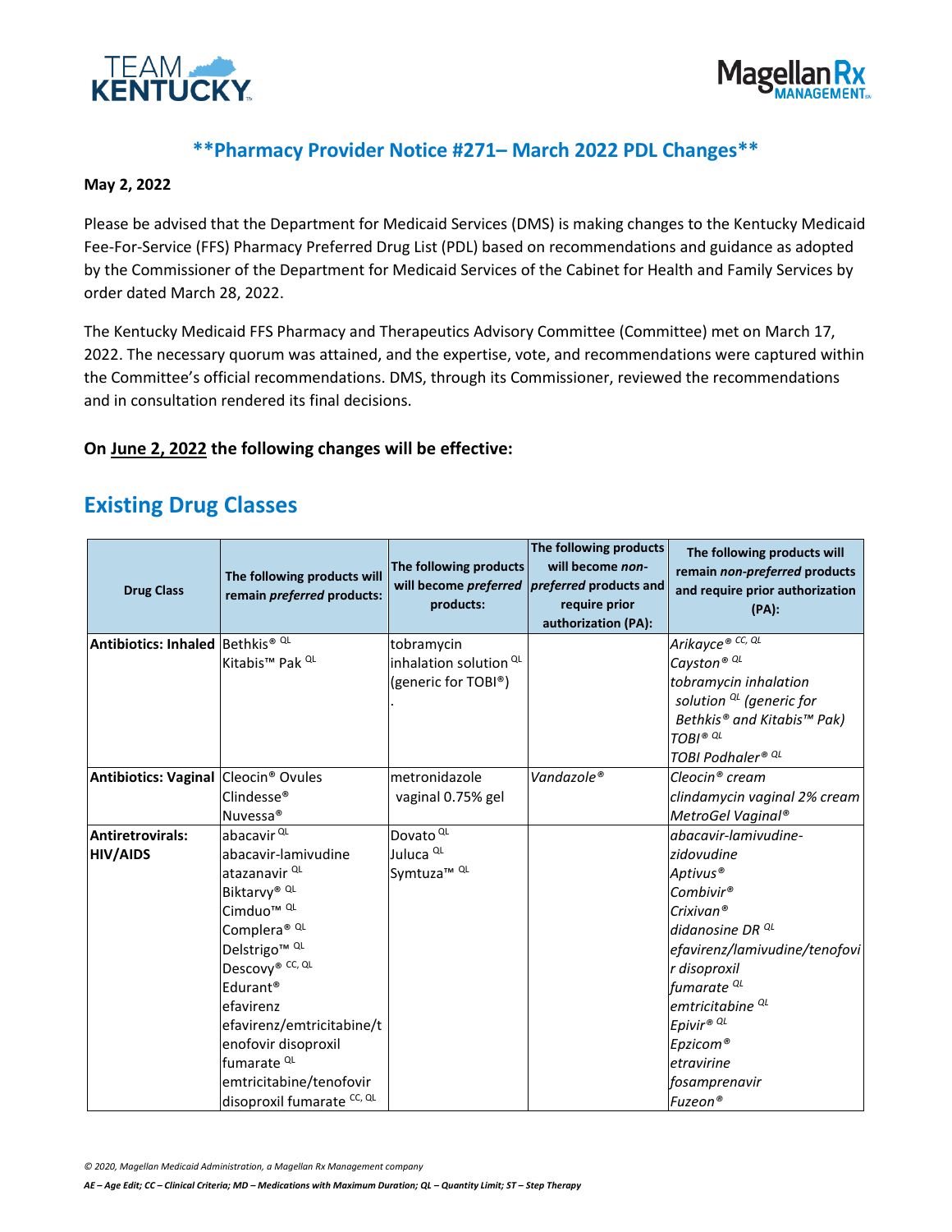## **Pharmacy Provider Notice #271– March 2022 PDL Changes**

**May 2, 2022**

Please be advised that the Department for Medicaid Services (DMS) is making changes to the Kentucky Medicaid Fee-For-Service (FFS) Pharmacy Preferred Drug List (PDL) based on recommendations and guidance as adopted by the Commissioner of the Department for Medicaid Services of the Cabinet for Health and Family Services by order dated March 28, 2022.

The Kentucky Medicaid FFS Pharmacy and Therapeutics Advisory Committee (Committee) met on March 17, 2022. The necessary quorum was attained, and the expertise, vote, and recommendations were captured within the Committee's official recommendations. DMS, through its Commissioner, reviewed the recommendations and in consultation rendered its final decisions.

**On June 2, 2022 the following changes will be effective:**

## Existing Drug Classes

| Drug Class | The following products will remain *preferred* products: | The following products will become *preferred* products: | The following products will become *non-preferred* products and require prior authorization (PA): | The following products will remain *non-preferred* products and require prior authorization (PA): |
|---|---|---|---|---|
| **Antibiotics: Inhaled** | Bethkis® QL<br>Kitabis™ Pak QL | tobramycin inhalation solution QL (generic for TOBI®)<br>. | | *Arikayce® CC, QL*<br>*Cayston® QL*<br>*tobramycin inhalation solution QL (generic for Bethkis® and Kitabis™ Pak)*<br>*TOBI® QL*<br>*TOBI Podhaler® QL* |
| **Antibiotics: Vaginal** | Cleocin® Ovules<br>Clindesse®<br>Nuvessa® | metronidazole vaginal 0.75% gel | *Vandazole®* | *Cleocin® cream*<br>*clindamycin vaginal 2% cream*<br>*MetroGel Vaginal®* |
| **Antiretrovirals: HIV/AIDS** | abacavir QL<br>abacavir-lamivudine<br>atazanavir QL<br>Biktarvy® QL<br>Cimduo™ QL<br>Complera® QL<br>Delstrigo™ QL<br>Descovy® CC, QL<br>Edurant®<br>efavirenz<br>efavirenz/emtricitabine/tenofovir disoproxil fumarate QL<br>emtricitabine/tenofovir disoproxil fumarate CC, QL | Dovato QL<br>Juluca QL<br>Symtuza™ QL | | *abacavir-lamivudine-zidovudine*<br>*Aptivus®*<br>*Combivir®*<br>*Crixivan®*<br>*didanosine DR QL*<br>*efavirenz/lamivudine/tenofovir disoproxil fumarate QL*<br>*emtricitabine QL*<br>*Epivir® QL*<br>*Epzicom®*<br>*etravirine*<br>*fosamprenavir*<br>*Fuzeon®* |

*AE – Age Edit; CC – Clinical Criteria; MD – Medications with Maximum Duration; QL – Quantity Limit; ST – Step Therapy*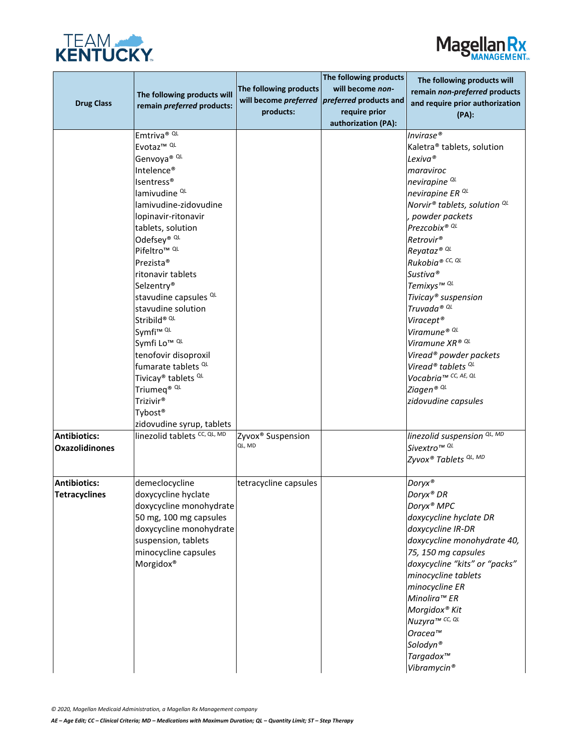| Drug Class | The following products will remain *preferred* products: | The following products will become *preferred* products: | The following products will become *non-preferred* products and require prior authorization (PA): | The following products will remain *non-preferred* products and require prior authorization (PA): |
|---|---|---|---|---|
| | Emtriva® QL<br>Evotaz™ QL<br>Genvoya® QL<br>Intelence®<br>Isentress®<br>lamivudine QL<br>lamivudine-zidovudine<br>lopinavir-ritonavir tablets, solution<br>Odefsey® QL<br>Pifeltro™ QL<br>Prezista®<br>ritonavir tablets<br>Selzentry®<br>stavudine capsules QL<br>stavudine solution<br>Stribild® QL<br>Symfi™ QL<br>Symfi Lo™ QL<br>tenofovir disoproxil fumarate tablets QL<br>Tivicay® tablets QL<br>Triumeq® QL<br>Trizivir®<br>Tybost®<br>zidovudine syrup, tablets | | | *Invirase®*<br>Kaletra® tablets, solution<br>*Lexiva®*<br>*maraviroc*<br>*nevirapine QL*<br>*nevirapine ER QL*<br>*Norvir® tablets, solution QL, powder packets*<br>*Prezcobix® QL*<br>*Retrovir®*<br>*Reyataz® QL*<br>*Rukobia® CC, QL*<br>*Sustiva®*<br>*Temixys™ QL*<br>*Tivicay® suspension*<br>*Truvada® QL*<br>*Viracept®*<br>*Viramune® QL*<br>*Viramune XR® QL*<br>*Viread® powder packets*<br>*Viread® tablets QL*<br>*Vocabria™ CC, AE, QL*<br>*Ziagen® QL*<br>*zidovudine capsules* |
| **Antibiotics: Oxazolidinones** | linezolid tablets CC, QL, MD | Zyvox® Suspension QL, MD | | *linezolid suspension QL, MD*<br>*Sivextro™ QL*<br>*Zyvox® Tablets QL, MD* |
| **Antibiotics: Tetracyclines** | demeclocycline<br>doxycycline hyclate<br>doxycycline monohydrate 50 mg, 100 mg capsules<br>doxycycline monohydrate suspension, tablets<br>minocycline capsules<br>Morgidox® | tetracycline capsules | | *Doryx®*<br>*Doryx® DR*<br>*Doryx® MPC*<br>*doxycycline hyclate DR*<br>*doxycycline IR-DR*<br>*doxycycline monohydrate 40, 75, 150 mg capsules*<br>*doxycycline "kits" or "packs"*<br>*minocycline tablets*<br>*minocycline ER*<br>*Minolira™ ER*<br>*Morgidox® Kit*<br>*Nuzyra™ CC, QL*<br>*Oracea™*<br>*Solodyn®*<br>*Targadox™*<br>*Vibramycin®* |

*© 2020, Magellan Medicaid Administration, a Magellan Rx Management company*

***AE – Age Edit; CC – Clinical Criteria; MD – Medications with Maximum Duration; QL – Quantity Limit; ST – Step Therapy***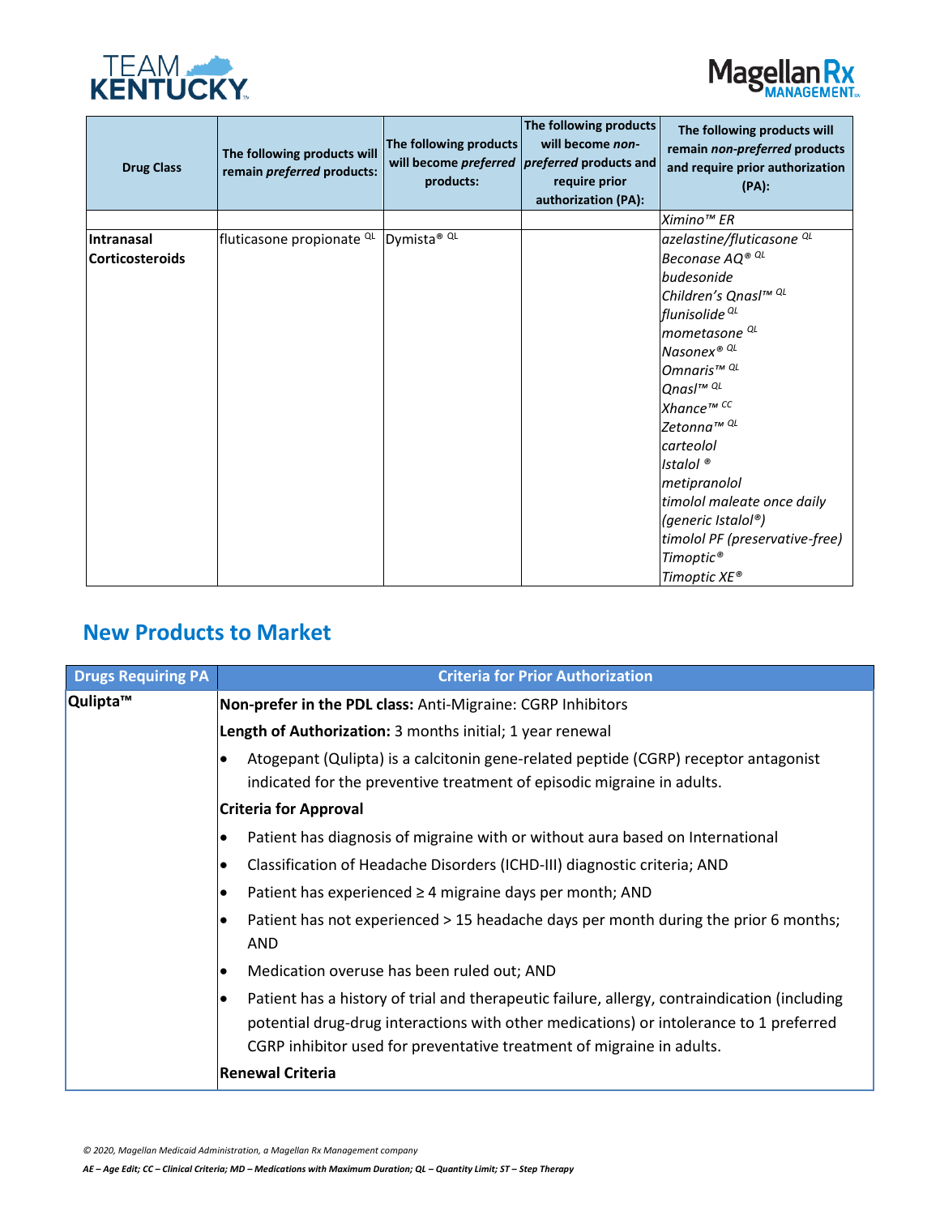| Drug Class | The following products will remain *preferred* products: | The following products will become *preferred* products: | The following products will become *non-preferred* products and require prior authorization (PA): | The following products will remain *non-preferred* products and require prior authorization (PA): |
|---|---|---|---|---|
| | | | | *Ximino™ ER* |
| **Intranasal Corticosteroids** | fluticasone propionate [QL] | Dymista® [QL] | | *azelastine/fluticasone [QL]*<br>*Beconase AQ® [QL]*<br>*budesonide*<br>*Children's Qnasl™ [QL]*<br>*flunisolide [QL]*<br>*mometasone [QL]*<br>*Nasonex® [QL]*<br>*Omnaris™ [QL]*<br>*Qnasl™ [QL]*<br>*Xhance™ [CC]*<br>*Zetonna™ [QL]*<br>*carteolol*<br>*Istalol ®*<br>*metipranolol*<br>*timolol maleate once daily (generic Istalol®)*<br>*timolol PF (preservative-free)*<br>*Timoptic®*<br>*Timoptic XE®* |

## New Products to Market

| Drugs Requiring PA | Criteria for Prior Authorization |
|---|---|
| **Qulipta™** | **Non-prefer in the PDL class:** Anti-Migraine: CGRP Inhibitors<br>**Length of Authorization:** 3 months initial; 1 year renewal<br>• Atogepant (Qulipta) is a calcitonin gene-related peptide (CGRP) receptor antagonist indicated for the preventive treatment of episodic migraine in adults.<br>**Criteria for Approval**<br>• Patient has diagnosis of migraine with or without aura based on International<br>• Classification of Headache Disorders (ICHD-III) diagnostic criteria; AND<br>• Patient has experienced ≥ 4 migraine days per month; AND<br>• Patient has not experienced > 15 headache days per month during the prior 6 months; AND<br>• Medication overuse has been ruled out; AND<br>• Patient has a history of trial and therapeutic failure, allergy, contraindication (including potential drug-drug interactions with other medications) or intolerance to 1 preferred CGRP inhibitor used for preventative treatment of migraine in adults.<br>**Renewal Criteria** |

*© 2020, Magellan Medicaid Administration, a Magellan Rx Management company*

***AE – Age Edit; CC – Clinical Criteria; MD – Medications with Maximum Duration; QL – Quantity Limit; ST – Step Therapy***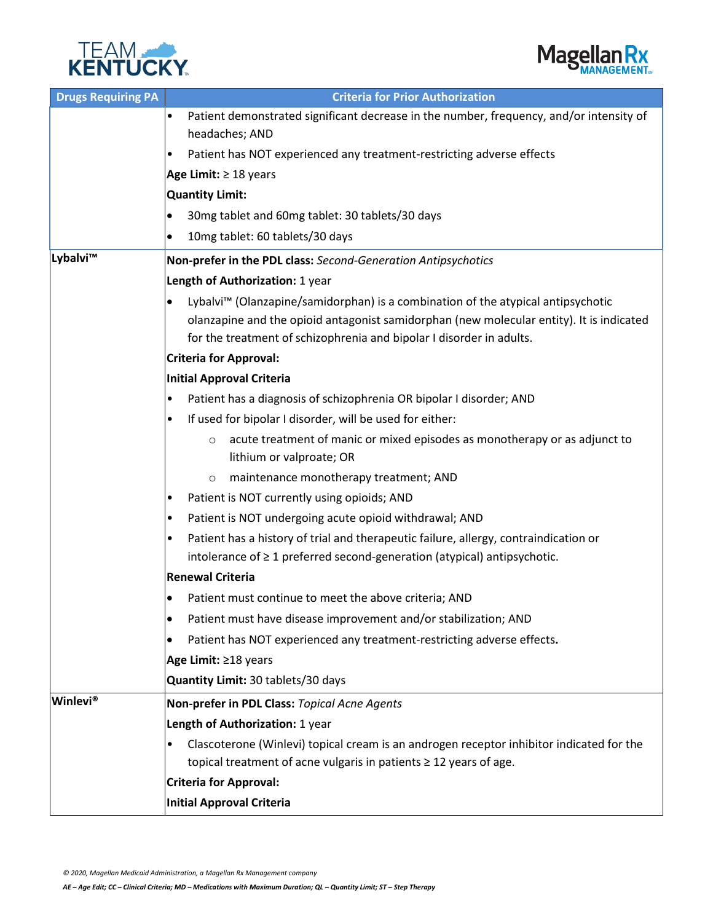| Drugs Requiring PA | Criteria for Prior Authorization |
|---|---|
| | • Patient demonstrated significant decrease in the number, frequency, and/or intensity of headaches; AND<br>• Patient has NOT experienced any treatment-restricting adverse effects<br>**Age Limit:** ≥ 18 years<br>**Quantity Limit:**<br>• 30mg tablet and 60mg tablet: 30 tablets/30 days<br>• 10mg tablet: 60 tablets/30 days |
| **Lybalvi™** | **Non-prefer in the PDL class:** *Second-Generation Antipsychotics*<br>**Length of Authorization:** 1 year<br>• Lybalvi™ (Olanzapine/samidorphan) is a combination of the atypical antipsychotic olanzapine and the opioid antagonist samidorphan (new molecular entity). It is indicated for the treatment of schizophrenia and bipolar I disorder in adults.<br>**Criteria for Approval:**<br>**Initial Approval Criteria**<br>• Patient has a diagnosis of schizophrenia OR bipolar I disorder; AND<br>• If used for bipolar I disorder, will be used for either:<br>&nbsp;&nbsp;&nbsp;&nbsp;○ acute treatment of manic or mixed episodes as monotherapy or as adjunct to lithium or valproate; OR<br>&nbsp;&nbsp;&nbsp;&nbsp;○ maintenance monotherapy treatment; AND<br>• Patient is NOT currently using opioids; AND<br>• Patient is NOT undergoing acute opioid withdrawal; AND<br>• Patient has a history of trial and therapeutic failure, allergy, contraindication or intolerance of ≥ 1 preferred second-generation (atypical) antipsychotic.<br>**Renewal Criteria**<br>• Patient must continue to meet the above criteria; AND<br>• Patient must have disease improvement and/or stabilization; AND<br>• Patient has NOT experienced any treatment-restricting adverse effects.<br>**Age Limit:** ≥18 years<br>**Quantity Limit:** 30 tablets/30 days |
| **Winlevi®** | **Non-prefer in PDL Class:** *Topical Acne Agents*<br>**Length of Authorization:** 1 year<br>• Clascoterone (Winlevi) topical cream is an androgen receptor inhibitor indicated for the topical treatment of acne vulgaris in patients ≥ 12 years of age.<br>**Criteria for Approval:**<br>**Initial Approval Criteria** |

*AE – Age Edit; CC – Clinical Criteria; MD – Medications with Maximum Duration; QL – Quantity Limit; ST – Step Therapy*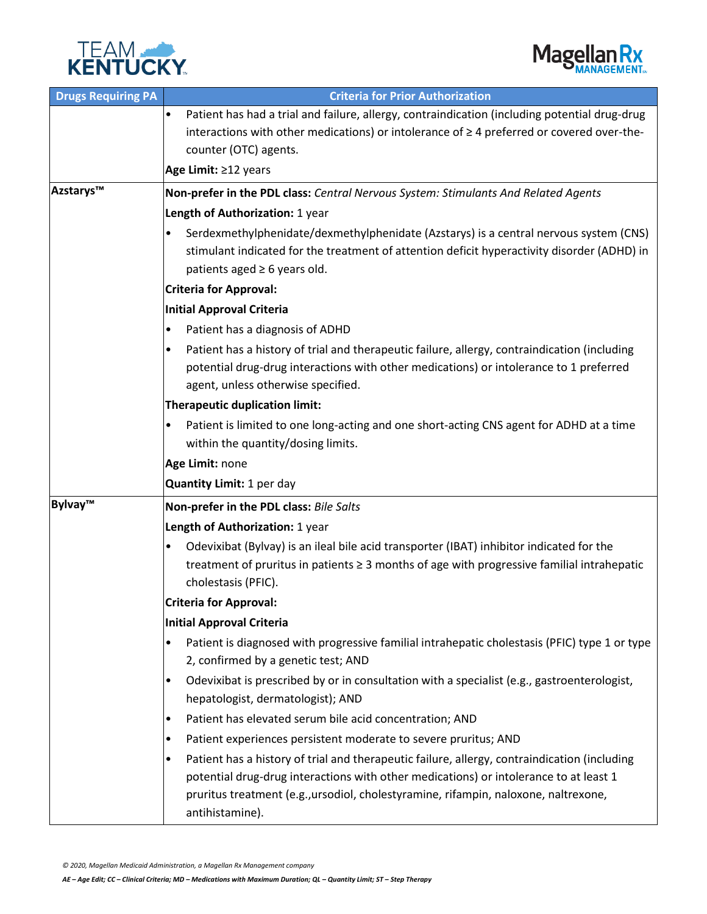| Drugs Requiring PA | Criteria for Prior Authorization |
|---|---|
| | • Patient has had a trial and failure, allergy, contraindication (including potential drug-drug interactions with other medications) or intolerance of ≥ 4 preferred or covered over-the-counter (OTC) agents.<br>**Age Limit:** ≥12 years |
| **Azstarys™** | **Non-prefer in the PDL class:** *Central Nervous System: Stimulants And Related Agents*<br>**Length of Authorization:** 1 year<br>• Serdexmethylphenidate/dexmethylphenidate (Azstarys) is a central nervous system (CNS) stimulant indicated for the treatment of attention deficit hyperactivity disorder (ADHD) in patients aged ≥ 6 years old.<br>**Criteria for Approval:**<br>**Initial Approval Criteria**<br>• Patient has a diagnosis of ADHD<br>• Patient has a history of trial and therapeutic failure, allergy, contraindication (including potential drug-drug interactions with other medications) or intolerance to 1 preferred agent, unless otherwise specified.<br>**Therapeutic duplication limit:**<br>• Patient is limited to one long-acting and one short-acting CNS agent for ADHD at a time within the quantity/dosing limits.<br>**Age Limit:** none<br>**Quantity Limit:** 1 per day |
| **Bylvay™** | **Non-prefer in the PDL class:** *Bile Salts*<br>**Length of Authorization:** 1 year<br>• Odevixibat (Bylvay) is an ileal bile acid transporter (IBAT) inhibitor indicated for the treatment of pruritus in patients ≥ 3 months of age with progressive familial intrahepatic cholestasis (PFIC).<br>**Criteria for Approval:**<br>**Initial Approval Criteria**<br>• Patient is diagnosed with progressive familial intrahepatic cholestasis (PFIC) type 1 or type 2, confirmed by a genetic test; AND<br>• Odevixibat is prescribed by or in consultation with a specialist (e.g., gastroenterologist, hepatologist, dermatologist); AND<br>• Patient has elevated serum bile acid concentration; AND<br>• Patient experiences persistent moderate to severe pruritus; AND<br>• Patient has a history of trial and therapeutic failure, allergy, contraindication (including potential drug-drug interactions with other medications) or intolerance to at least 1 pruritus treatment (e.g.,ursodiol, cholestyramine, rifampin, naloxone, naltrexone, antihistamine). |

*© 2020, Magellan Medicaid Administration, a Magellan Rx Management company*

*AE – Age Edit; CC – Clinical Criteria; MD – Medications with Maximum Duration; QL – Quantity Limit; ST – Step Therapy*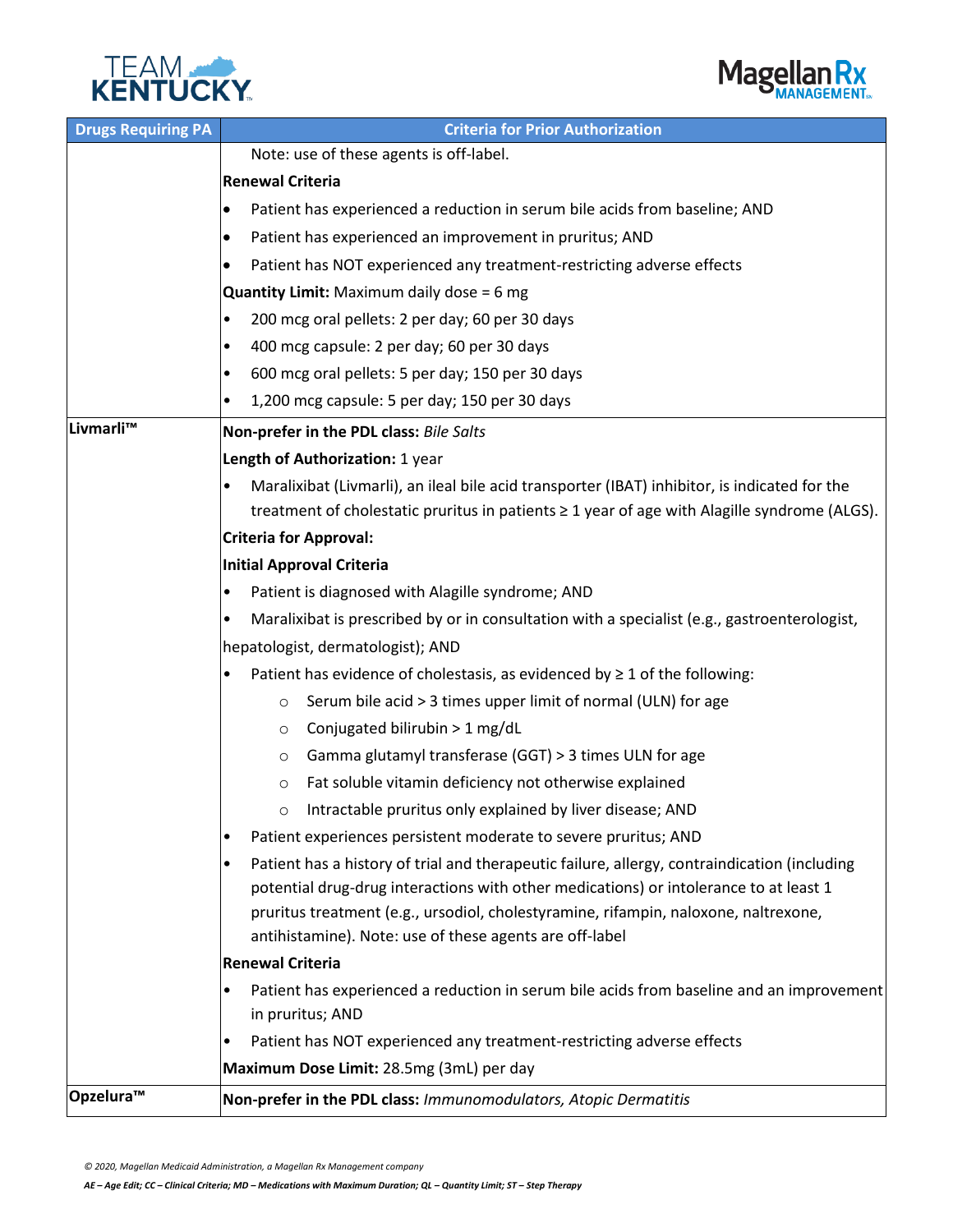| Drugs Requiring PA | Criteria for Prior Authorization |
|---|---|
| | Note: use of these agents is off-label.<br>**Renewal Criteria**<br>• Patient has experienced a reduction in serum bile acids from baseline; AND<br>• Patient has experienced an improvement in pruritus; AND<br>• Patient has NOT experienced any treatment-restricting adverse effects<br>**Quantity Limit:** Maximum daily dose = 6 mg<br>• 200 mcg oral pellets: 2 per day; 60 per 30 days<br>• 400 mcg capsule: 2 per day; 60 per 30 days<br>• 600 mcg oral pellets: 5 per day; 150 per 30 days<br>• 1,200 mcg capsule: 5 per day; 150 per 30 days |
| Livmarli™ | **Non-prefer in the PDL class:** *Bile Salts*<br>**Length of Authorization:** 1 year<br>• Maralixibat (Livmarli), an ileal bile acid transporter (IBAT) inhibitor, is indicated for the treatment of cholestatic pruritus in patients ≥ 1 year of age with Alagille syndrome (ALGS).<br>**Criteria for Approval:**<br>**Initial Approval Criteria**<br>• Patient is diagnosed with Alagille syndrome; AND<br>• Maralixibat is prescribed by or in consultation with a specialist (e.g., gastroenterologist, hepatologist, dermatologist); AND<br>• Patient has evidence of cholestasis, as evidenced by ≥ 1 of the following:<br>&nbsp;&nbsp;&nbsp;&nbsp;○ Serum bile acid > 3 times upper limit of normal (ULN) for age<br>&nbsp;&nbsp;&nbsp;&nbsp;○ Conjugated bilirubin > 1 mg/dL<br>&nbsp;&nbsp;&nbsp;&nbsp;○ Gamma glutamyl transferase (GGT) > 3 times ULN for age<br>&nbsp;&nbsp;&nbsp;&nbsp;○ Fat soluble vitamin deficiency not otherwise explained<br>&nbsp;&nbsp;&nbsp;&nbsp;○ Intractable pruritus only explained by liver disease; AND<br>• Patient experiences persistent moderate to severe pruritus; AND<br>• Patient has a history of trial and therapeutic failure, allergy, contraindication (including potential drug-drug interactions with other medications) or intolerance to at least 1 pruritus treatment (e.g., ursodiol, cholestyramine, rifampin, naloxone, naltrexone, antihistamine). Note: use of these agents are off-label<br>**Renewal Criteria**<br>• Patient has experienced a reduction in serum bile acids from baseline and an improvement in pruritus; AND<br>• Patient has NOT experienced any treatment-restricting adverse effects<br>**Maximum Dose Limit:** 28.5mg (3mL) per day |
| Opzelura™ | **Non-prefer in the PDL class:** *Immunomodulators, Atopic Dermatitis* |

*AE – Age Edit; CC – Clinical Criteria; MD – Medications with Maximum Duration; QL – Quantity Limit; ST – Step Therapy*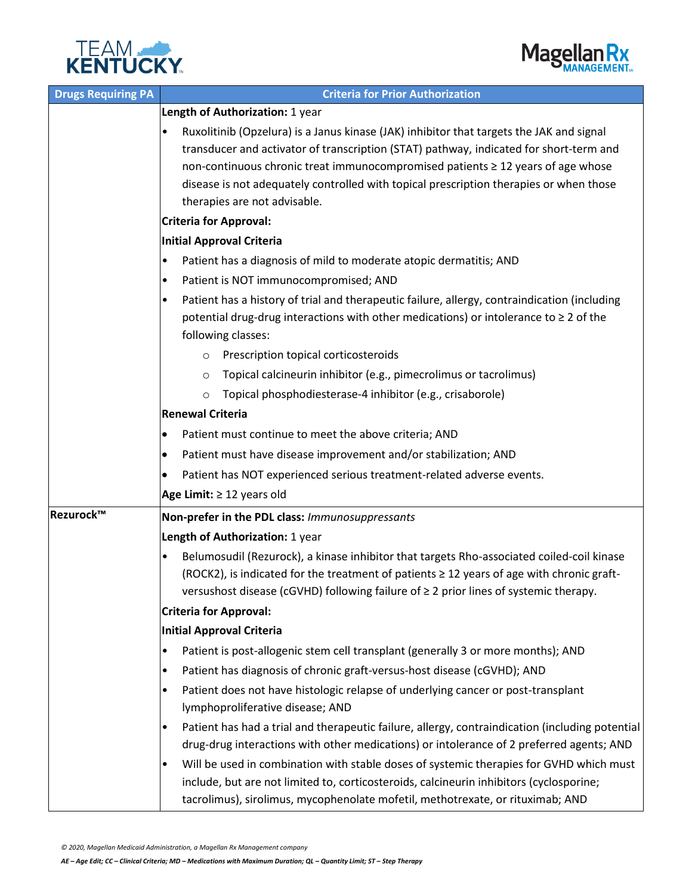| Drugs Requiring PA | Criteria for Prior Authorization |
|---|---|
| | **Length of Authorization:** 1 year<br>• Ruxolitinib (Opzelura) is a Janus kinase (JAK) inhibitor that targets the JAK and signal transducer and activator of transcription (STAT) pathway, indicated for short-term and non-continuous chronic treat immunocompromised patients ≥ 12 years of age whose disease is not adequately controlled with topical prescription therapies or when those therapies are not advisable.<br>**Criteria for Approval:**<br>**Initial Approval Criteria**<br>• Patient has a diagnosis of mild to moderate atopic dermatitis; AND<br>• Patient is NOT immunocompromised; AND<br>• Patient has a history of trial and therapeutic failure, allergy, contraindication (including potential drug-drug interactions with other medications) or intolerance to ≥ 2 of the following classes:<br>  ○ Prescription topical corticosteroids<br>  ○ Topical calcineurin inhibitor (e.g., pimecrolimus or tacrolimus)<br>  ○ Topical phosphodiesterase-4 inhibitor (e.g., crisaborole)<br>**Renewal Criteria**<br>• Patient must continue to meet the above criteria; AND<br>• Patient must have disease improvement and/or stabilization; AND<br>• Patient has NOT experienced serious treatment-related adverse events.<br>**Age Limit:** ≥ 12 years old |
| **Rezurock™** | **Non-prefer in the PDL class:** *Immunosuppressants*<br>**Length of Authorization:** 1 year<br>• Belumosudil (Rezurock), a kinase inhibitor that targets Rho-associated coiled-coil kinase (ROCK2), is indicated for the treatment of patients ≥ 12 years of age with chronic graft-versushost disease (cGVHD) following failure of ≥ 2 prior lines of systemic therapy.<br>**Criteria for Approval:**<br>**Initial Approval Criteria**<br>• Patient is post-allogenic stem cell transplant (generally 3 or more months); AND<br>• Patient has diagnosis of chronic graft-versus-host disease (cGVHD); AND<br>• Patient does not have histologic relapse of underlying cancer or post-transplant lymphoproliferative disease; AND<br>• Patient has had a trial and therapeutic failure, allergy, contraindication (including potential drug-drug interactions with other medications) or intolerance of 2 preferred agents; AND<br>• Will be used in combination with stable doses of systemic therapies for GVHD which must include, but are not limited to, corticosteroids, calcineurin inhibitors (cyclosporine; tacrolimus), sirolimus, mycophenolate mofetil, methotrexate, or rituximab; AND |

*© 2020, Magellan Medicaid Administration, a Magellan Rx Management company*

*AE – Age Edit; CC – Clinical Criteria; MD – Medications with Maximum Duration; QL – Quantity Limit; ST – Step Therapy*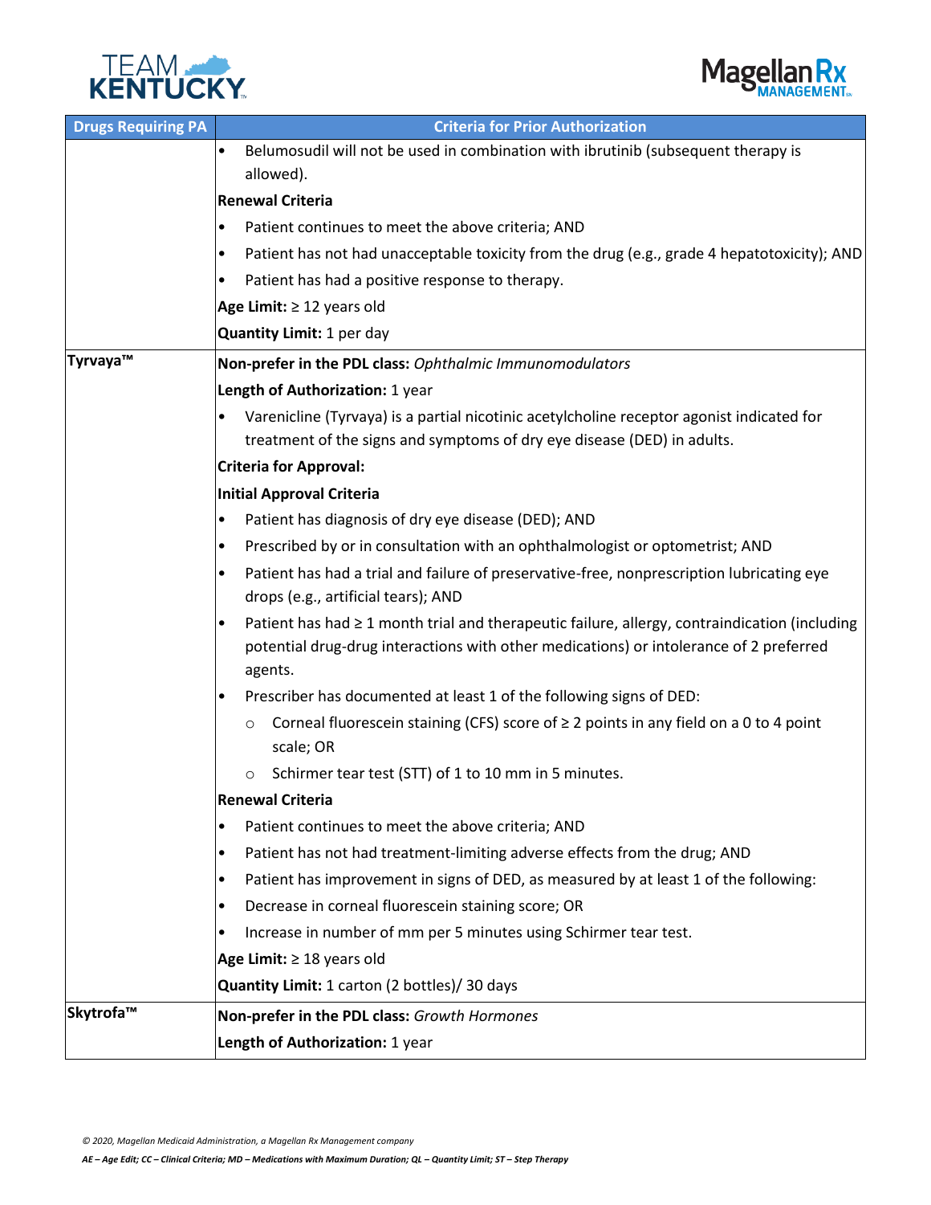| Drugs Requiring PA | Criteria for Prior Authorization |
|---|---|
| | • Belumosudil will not be used in combination with ibrutinib (subsequent therapy is allowed).<br>**Renewal Criteria**<br>• Patient continues to meet the above criteria; AND<br>• Patient has not had unacceptable toxicity from the drug (e.g., grade 4 hepatotoxicity); AND<br>• Patient has had a positive response to therapy.<br>**Age Limit:** ≥ 12 years old<br>**Quantity Limit:** 1 per day |
| **Tyrvaya™** | **Non-prefer in the PDL class:** *Ophthalmic Immunomodulators*<br>**Length of Authorization:** 1 year<br>• Varenicline (Tyrvaya) is a partial nicotinic acetylcholine receptor agonist indicated for treatment of the signs and symptoms of dry eye disease (DED) in adults.<br>**Criteria for Approval:**<br>**Initial Approval Criteria**<br>• Patient has diagnosis of dry eye disease (DED); AND<br>• Prescribed by or in consultation with an ophthalmologist or optometrist; AND<br>• Patient has had a trial and failure of preservative-free, nonprescription lubricating eye drops (e.g., artificial tears); AND<br>• Patient has had ≥ 1 month trial and therapeutic failure, allergy, contraindication (including potential drug-drug interactions with other medications) or intolerance of 2 preferred agents.<br>• Prescriber has documented at least 1 of the following signs of DED:<br>  ○ Corneal fluorescein staining (CFS) score of ≥ 2 points in any field on a 0 to 4 point scale; OR<br>  ○ Schirmer tear test (STT) of 1 to 10 mm in 5 minutes.<br>**Renewal Criteria**<br>• Patient continues to meet the above criteria; AND<br>• Patient has not had treatment-limiting adverse effects from the drug; AND<br>• Patient has improvement in signs of DED, as measured by at least 1 of the following:<br>• Decrease in corneal fluorescein staining score; OR<br>• Increase in number of mm per 5 minutes using Schirmer tear test.<br>**Age Limit:** ≥ 18 years old<br>**Quantity Limit:** 1 carton (2 bottles)/ 30 days |
| **Skytrofa™** | **Non-prefer in the PDL class:** *Growth Hormones*<br>**Length of Authorization:** 1 year |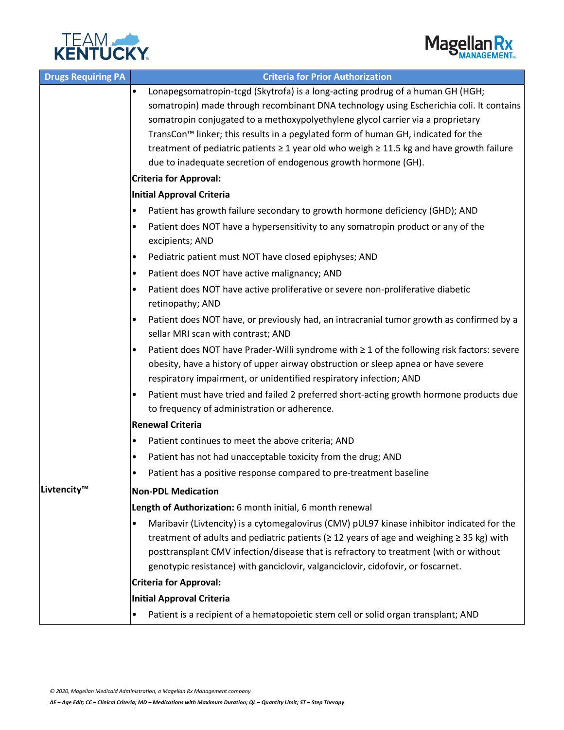| Drugs Requiring PA | Criteria for Prior Authorization |
|---|---|
| | • Lonapegsomatropin-tcgd (Skytrofa) is a long-acting prodrug of a human GH (HGH; somatropin) made through recombinant DNA technology using Escherichia coli. It contains somatropin conjugated to a methoxypolyethylene glycol carrier via a proprietary TransCon™ linker; this results in a pegylated form of human GH, indicated for the treatment of pediatric patients ≥ 1 year old who weigh ≥ 11.5 kg and have growth failure due to inadequate secretion of endogenous growth hormone (GH).<br>**Criteria for Approval:**<br>**Initial Approval Criteria**<br>• Patient has growth failure secondary to growth hormone deficiency (GHD); AND<br>• Patient does NOT have a hypersensitivity to any somatropin product or any of the excipients; AND<br>• Pediatric patient must NOT have closed epiphyses; AND<br>• Patient does NOT have active malignancy; AND<br>• Patient does NOT have active proliferative or severe non-proliferative diabetic retinopathy; AND<br>• Patient does NOT have, or previously had, an intracranial tumor growth as confirmed by a sellar MRI scan with contrast; AND<br>• Patient does NOT have Prader-Willi syndrome with ≥ 1 of the following risk factors: severe obesity, have a history of upper airway obstruction or sleep apnea or have severe respiratory impairment, or unidentified respiratory infection; AND<br>• Patient must have tried and failed 2 preferred short-acting growth hormone products due to frequency of administration or adherence.<br>**Renewal Criteria**<br>• Patient continues to meet the above criteria; AND<br>• Patient has not had unacceptable toxicity from the drug; AND<br>• Patient has a positive response compared to pre-treatment baseline |
| **Livtencity™** | **Non-PDL Medication**<br>**Length of Authorization:** 6 month initial, 6 month renewal<br>• Maribavir (Livtencity) is a cytomegalovirus (CMV) pUL97 kinase inhibitor indicated for the treatment of adults and pediatric patients (≥ 12 years of age and weighing ≥ 35 kg) with posttransplant CMV infection/disease that is refractory to treatment (with or without genotypic resistance) with ganciclovir, valganciclovir, cidofovir, or foscarnet.<br>**Criteria for Approval:**<br>**Initial Approval Criteria**<br>• Patient is a recipient of a hematopoietic stem cell or solid organ transplant; AND |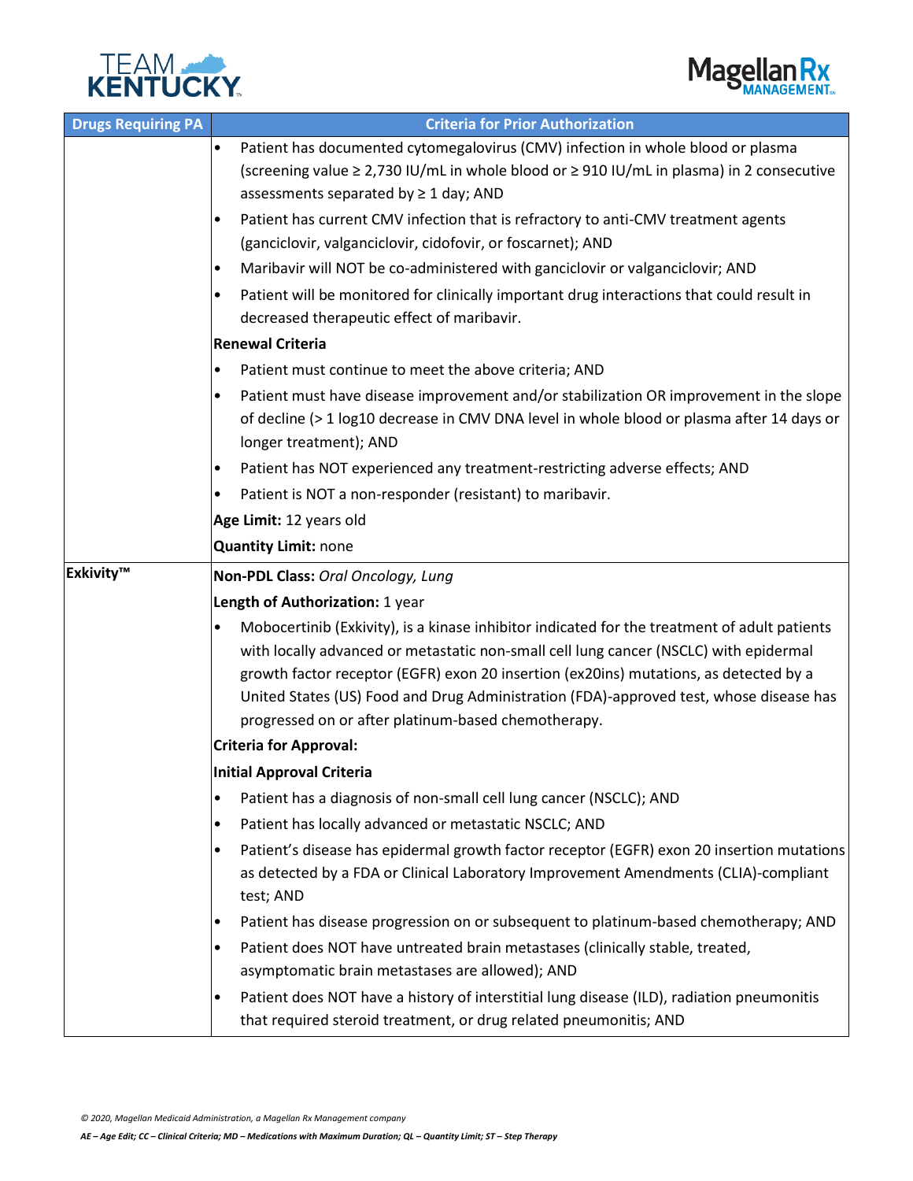| Drugs Requiring PA | Criteria for Prior Authorization |
|---|---|
| | • Patient has documented cytomegalovirus (CMV) infection in whole blood or plasma (screening value ≥ 2,730 IU/mL in whole blood or ≥ 910 IU/mL in plasma) in 2 consecutive assessments separated by ≥ 1 day; AND<br>• Patient has current CMV infection that is refractory to anti-CMV treatment agents (ganciclovir, valganciclovir, cidofovir, or foscarnet); AND<br>• Maribavir will NOT be co-administered with ganciclovir or valganciclovir; AND<br>• Patient will be monitored for clinically important drug interactions that could result in decreased therapeutic effect of maribavir.<br>**Renewal Criteria**<br>• Patient must continue to meet the above criteria; AND<br>• Patient must have disease improvement and/or stabilization OR improvement in the slope of decline (> 1 log10 decrease in CMV DNA level in whole blood or plasma after 14 days or longer treatment); AND<br>• Patient has NOT experienced any treatment-restricting adverse effects; AND<br>• Patient is NOT a non-responder (resistant) to maribavir.<br>**Age Limit:** 12 years old<br>**Quantity Limit:** none |
| Exkivity™ | **Non-PDL Class:** *Oral Oncology, Lung*<br>**Length of Authorization:** 1 year<br>• Mobocertinib (Exkivity), is a kinase inhibitor indicated for the treatment of adult patients with locally advanced or metastatic non-small cell lung cancer (NSCLC) with epidermal growth factor receptor (EGFR) exon 20 insertion (ex20ins) mutations, as detected by a United States (US) Food and Drug Administration (FDA)-approved test, whose disease has progressed on or after platinum-based chemotherapy.<br>**Criteria for Approval:**<br>**Initial Approval Criteria**<br>• Patient has a diagnosis of non-small cell lung cancer (NSCLC); AND<br>• Patient has locally advanced or metastatic NSCLC; AND<br>• Patient's disease has epidermal growth factor receptor (EGFR) exon 20 insertion mutations as detected by a FDA or Clinical Laboratory Improvement Amendments (CLIA)-compliant test; AND<br>• Patient has disease progression on or subsequent to platinum-based chemotherapy; AND<br>• Patient does NOT have untreated brain metastases (clinically stable, treated, asymptomatic brain metastases are allowed); AND<br>• Patient does NOT have a history of interstitial lung disease (ILD), radiation pneumonitis that required steroid treatment, or drug related pneumonitis; AND |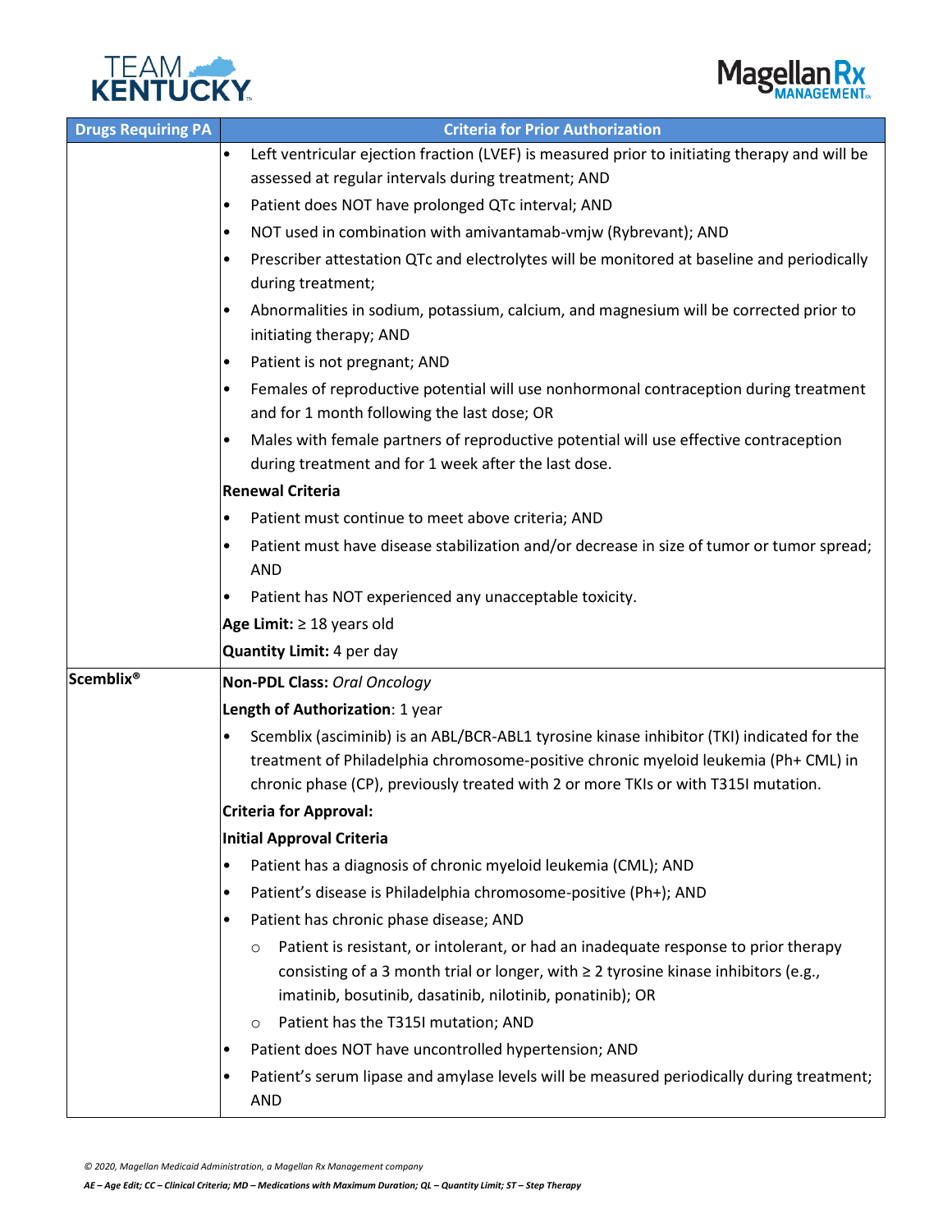| Drugs Requiring PA | Criteria for Prior Authorization |
| --- | --- |
| | • Left ventricular ejection fraction (LVEF) is measured prior to initiating therapy and will be assessed at regular intervals during treatment; AND<br>• Patient does NOT have prolonged QTc interval; AND<br>• NOT used in combination with amivantamab-vmjw (Rybrevant); AND<br>• Prescriber attestation QTc and electrolytes will be monitored at baseline and periodically during treatment;<br>• Abnormalities in sodium, potassium, calcium, and magnesium will be corrected prior to initiating therapy; AND<br>• Patient is not pregnant; AND<br>• Females of reproductive potential will use nonhormonal contraception during treatment and for 1 month following the last dose; OR<br>• Males with female partners of reproductive potential will use effective contraception during treatment and for 1 week after the last dose.<br>**Renewal Criteria**<br>• Patient must continue to meet above criteria; AND<br>• Patient must have disease stabilization and/or decrease in size of tumor or tumor spread; AND<br>• Patient has NOT experienced any unacceptable toxicity.<br>**Age Limit:** ≥ 18 years old<br>**Quantity Limit:** 4 per day |
| **Scemblix®** | **Non-PDL Class:** *Oral Oncology*<br>**Length of Authorization**: 1 year<br>• Scemblix (asciminib) is an ABL/BCR-ABL1 tyrosine kinase inhibitor (TKI) indicated for the treatment of Philadelphia chromosome-positive chronic myeloid leukemia (Ph+ CML) in chronic phase (CP), previously treated with 2 or more TKIs or with T315I mutation.<br>**Criteria for Approval:**<br>**Initial Approval Criteria**<br>• Patient has a diagnosis of chronic myeloid leukemia (CML); AND<br>• Patient's disease is Philadelphia chromosome-positive (Ph+); AND<br>• Patient has chronic phase disease; AND<br>&nbsp;&nbsp;&nbsp;&nbsp;○ Patient is resistant, or intolerant, or had an inadequate response to prior therapy consisting of a 3 month trial or longer, with ≥ 2 tyrosine kinase inhibitors (e.g., imatinib, bosutinib, dasatinib, nilotinib, ponatinib); OR<br>&nbsp;&nbsp;&nbsp;&nbsp;○ Patient has the T315I mutation; AND<br>• Patient does NOT have uncontrolled hypertension; AND<br>• Patient's serum lipase and amylase levels will be measured periodically during treatment; AND |

*AE – Age Edit; CC – Clinical Criteria; MD – Medications with Maximum Duration; QL – Quantity Limit; ST – Step Therapy*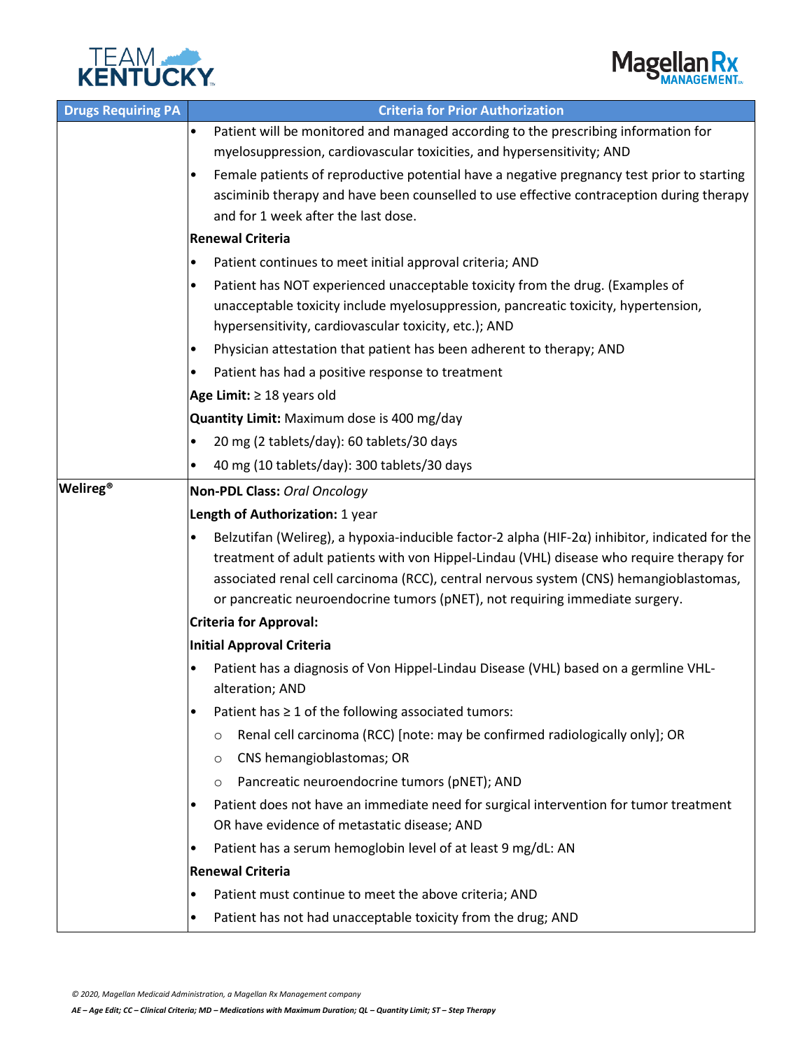| Drugs Requiring PA | Criteria for Prior Authorization |
|---|---|
| | • Patient will be monitored and managed according to the prescribing information for myelosuppression, cardiovascular toxicities, and hypersensitivity; AND<br>• Female patients of reproductive potential have a negative pregnancy test prior to starting asciminib therapy and have been counselled to use effective contraception during therapy and for 1 week after the last dose.<br>**Renewal Criteria**<br>• Patient continues to meet initial approval criteria; AND<br>• Patient has NOT experienced unacceptable toxicity from the drug. (Examples of unacceptable toxicity include myelosuppression, pancreatic toxicity, hypertension, hypersensitivity, cardiovascular toxicity, etc.); AND<br>• Physician attestation that patient has been adherent to therapy; AND<br>• Patient has had a positive response to treatment<br>**Age Limit:** ≥ 18 years old<br>**Quantity Limit:** Maximum dose is 400 mg/day<br>• 20 mg (2 tablets/day): 60 tablets/30 days<br>• 40 mg (10 tablets/day): 300 tablets/30 days |
| **Welireg®** | **Non-PDL Class:** *Oral Oncology*<br>**Length of Authorization:** 1 year<br>• Belzutifan (Welireg), a hypoxia-inducible factor-2 alpha (HIF-2α) inhibitor, indicated for the treatment of adult patients with von Hippel-Lindau (VHL) disease who require therapy for associated renal cell carcinoma (RCC), central nervous system (CNS) hemangioblastomas, or pancreatic neuroendocrine tumors (pNET), not requiring immediate surgery.<br>**Criteria for Approval:**<br>**Initial Approval Criteria**<br>• Patient has a diagnosis of Von Hippel-Lindau Disease (VHL) based on a germline VHL-alteration; AND<br>• Patient has ≥ 1 of the following associated tumors:<br>  ○ Renal cell carcinoma (RCC) [note: may be confirmed radiologically only]; OR<br>  ○ CNS hemangioblastomas; OR<br>  ○ Pancreatic neuroendocrine tumors (pNET); AND<br>• Patient does not have an immediate need for surgical intervention for tumor treatment OR have evidence of metastatic disease; AND<br>• Patient has a serum hemoglobin level of at least 9 mg/dL: AN<br>**Renewal Criteria**<br>• Patient must continue to meet the above criteria; AND<br>• Patient has not had unacceptable toxicity from the drug; AND |

*© 2020, Magellan Medicaid Administration, a Magellan Rx Management company*

***AE – Age Edit; CC – Clinical Criteria; MD – Medications with Maximum Duration; QL – Quantity Limit; ST – Step Therapy***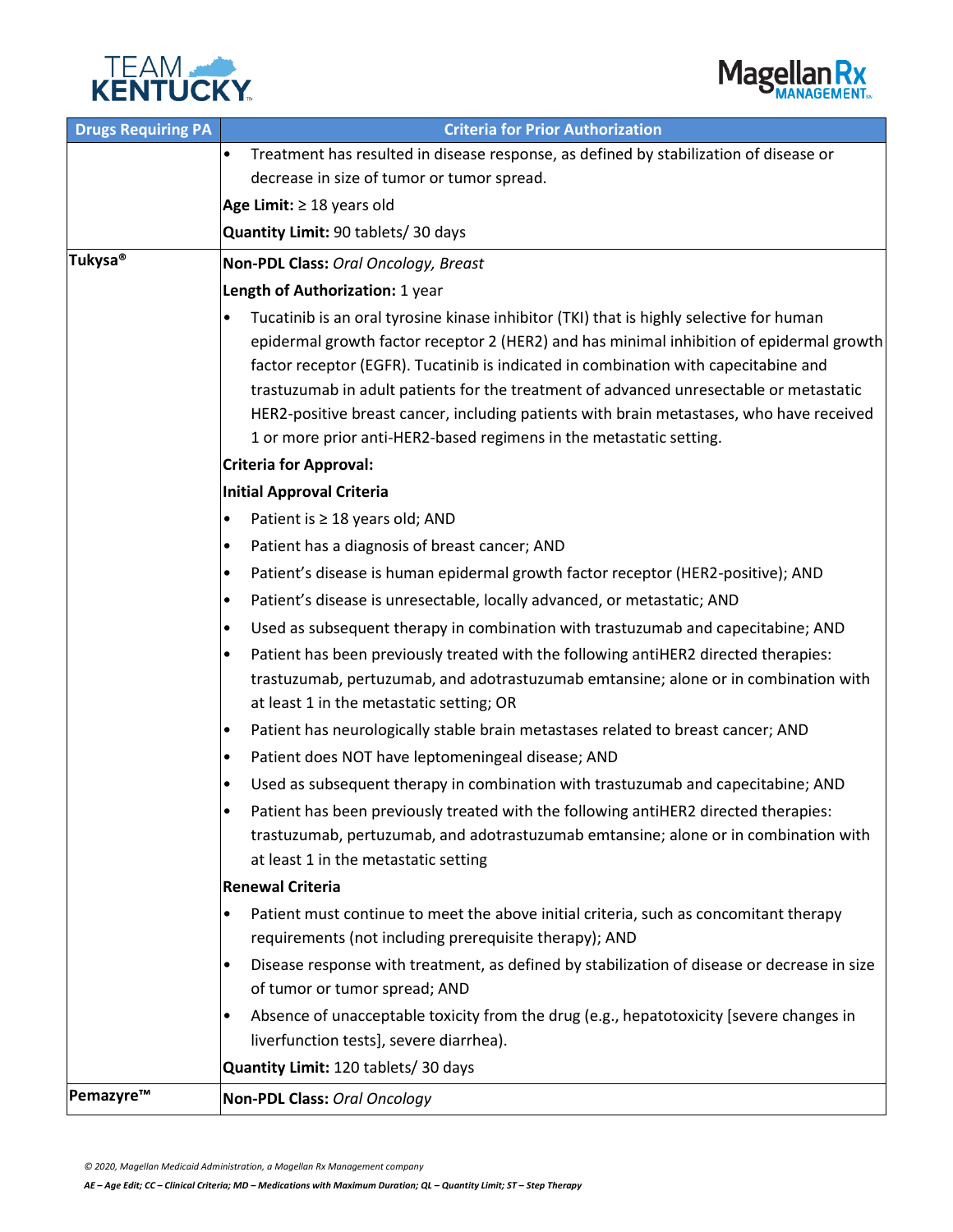| Drugs Requiring PA | Criteria for Prior Authorization |
|---|---|
| | • Treatment has resulted in disease response, as defined by stabilization of disease or decrease in size of tumor or tumor spread.<br>**Age Limit:** ≥ 18 years old<br>**Quantity Limit:** 90 tablets/ 30 days |
| **Tukysa®** | **Non-PDL Class:** *Oral Oncology, Breast*<br>**Length of Authorization:** 1 year<br>• Tucatinib is an oral tyrosine kinase inhibitor (TKI) that is highly selective for human epidermal growth factor receptor 2 (HER2) and has minimal inhibition of epidermal growth factor receptor (EGFR). Tucatinib is indicated in combination with capecitabine and trastuzumab in adult patients for the treatment of advanced unresectable or metastatic HER2-positive breast cancer, including patients with brain metastases, who have received 1 or more prior anti-HER2-based regimens in the metastatic setting.<br>**Criteria for Approval:**<br>**Initial Approval Criteria**<br>• Patient is ≥ 18 years old; AND<br>• Patient has a diagnosis of breast cancer; AND<br>• Patient's disease is human epidermal growth factor receptor (HER2-positive); AND<br>• Patient's disease is unresectable, locally advanced, or metastatic; AND<br>• Used as subsequent therapy in combination with trastuzumab and capecitabine; AND<br>• Patient has been previously treated with the following antiHER2 directed therapies: trastuzumab, pertuzumab, and adotrastuzumab emtansine; alone or in combination with at least 1 in the metastatic setting; OR<br>• Patient has neurologically stable brain metastases related to breast cancer; AND<br>• Patient does NOT have leptomeningeal disease; AND<br>• Used as subsequent therapy in combination with trastuzumab and capecitabine; AND<br>• Patient has been previously treated with the following antiHER2 directed therapies: trastuzumab, pertuzumab, and adotrastuzumab emtansine; alone or in combination with at least 1 in the metastatic setting<br>**Renewal Criteria**<br>• Patient must continue to meet the above initial criteria, such as concomitant therapy requirements (not including prerequisite therapy); AND<br>• Disease response with treatment, as defined by stabilization of disease or decrease in size of tumor or tumor spread; AND<br>• Absence of unacceptable toxicity from the drug (e.g., hepatotoxicity [severe changes in liverfunction tests], severe diarrhea).<br>**Quantity Limit:** 120 tablets/ 30 days |
| **Pemazyre™** | **Non-PDL Class:** *Oral Oncology* |

*© 2020, Magellan Medicaid Administration, a Magellan Rx Management company*

***AE – Age Edit; CC – Clinical Criteria; MD – Medications with Maximum Duration; QL – Quantity Limit; ST – Step Therapy***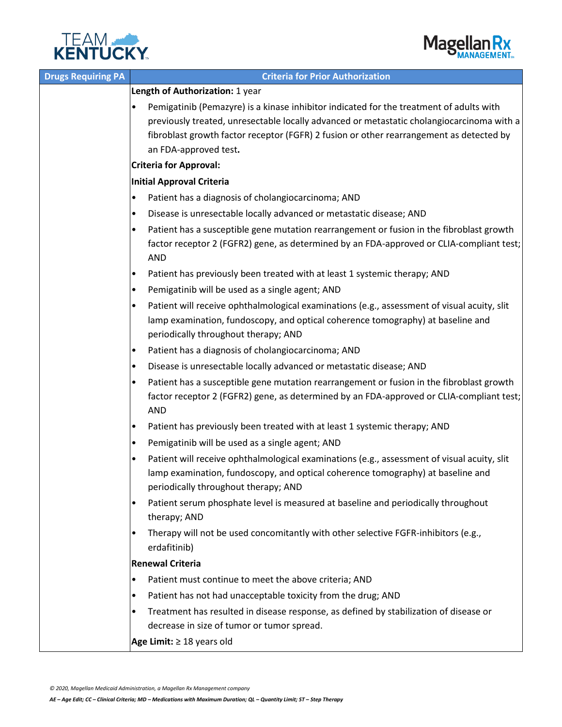| Drugs Requiring PA | Criteria for Prior Authorization |
| --- | --- |
| | **Length of Authorization:** 1 year<br>• Pemigatinib (Pemazyre) is a kinase inhibitor indicated for the treatment of adults with previously treated, unresectable locally advanced or metastatic cholangiocarcinoma with a fibroblast growth factor receptor (FGFR) 2 fusion or other rearrangement as detected by an FDA-approved test**.**<br>**Criteria for Approval:**<br>**Initial Approval Criteria**<br>• Patient has a diagnosis of cholangiocarcinoma; AND<br>• Disease is unresectable locally advanced or metastatic disease; AND<br>• Patient has a susceptible gene mutation rearrangement or fusion in the fibroblast growth factor receptor 2 (FGFR2) gene, as determined by an FDA-approved or CLIA-compliant test; AND<br>• Patient has previously been treated with at least 1 systemic therapy; AND<br>• Pemigatinib will be used as a single agent; AND<br>• Patient will receive ophthalmological examinations (e.g., assessment of visual acuity, slit lamp examination, fundoscopy, and optical coherence tomography) at baseline and periodically throughout therapy; AND<br>• Patient has a diagnosis of cholangiocarcinoma; AND<br>• Disease is unresectable locally advanced or metastatic disease; AND<br>• Patient has a susceptible gene mutation rearrangement or fusion in the fibroblast growth factor receptor 2 (FGFR2) gene, as determined by an FDA-approved or CLIA-compliant test; AND<br>• Patient has previously been treated with at least 1 systemic therapy; AND<br>• Pemigatinib will be used as a single agent; AND<br>• Patient will receive ophthalmological examinations (e.g., assessment of visual acuity, slit lamp examination, fundoscopy, and optical coherence tomography) at baseline and periodically throughout therapy; AND<br>• Patient serum phosphate level is measured at baseline and periodically throughout therapy; AND<br>• Therapy will not be used concomitantly with other selective FGFR-inhibitors (e.g., erdafitinib)<br>**Renewal Criteria**<br>• Patient must continue to meet the above criteria; AND<br>• Patient has not had unacceptable toxicity from the drug; AND<br>• Treatment has resulted in disease response, as defined by stabilization of disease or decrease in size of tumor or tumor spread.<br>**Age Limit:** ≥ 18 years old |

*© 2020, Magellan Medicaid Administration, a Magellan Rx Management company*

***AE – Age Edit; CC – Clinical Criteria; MD – Medications with Maximum Duration; QL – Quantity Limit; ST – Step Therapy***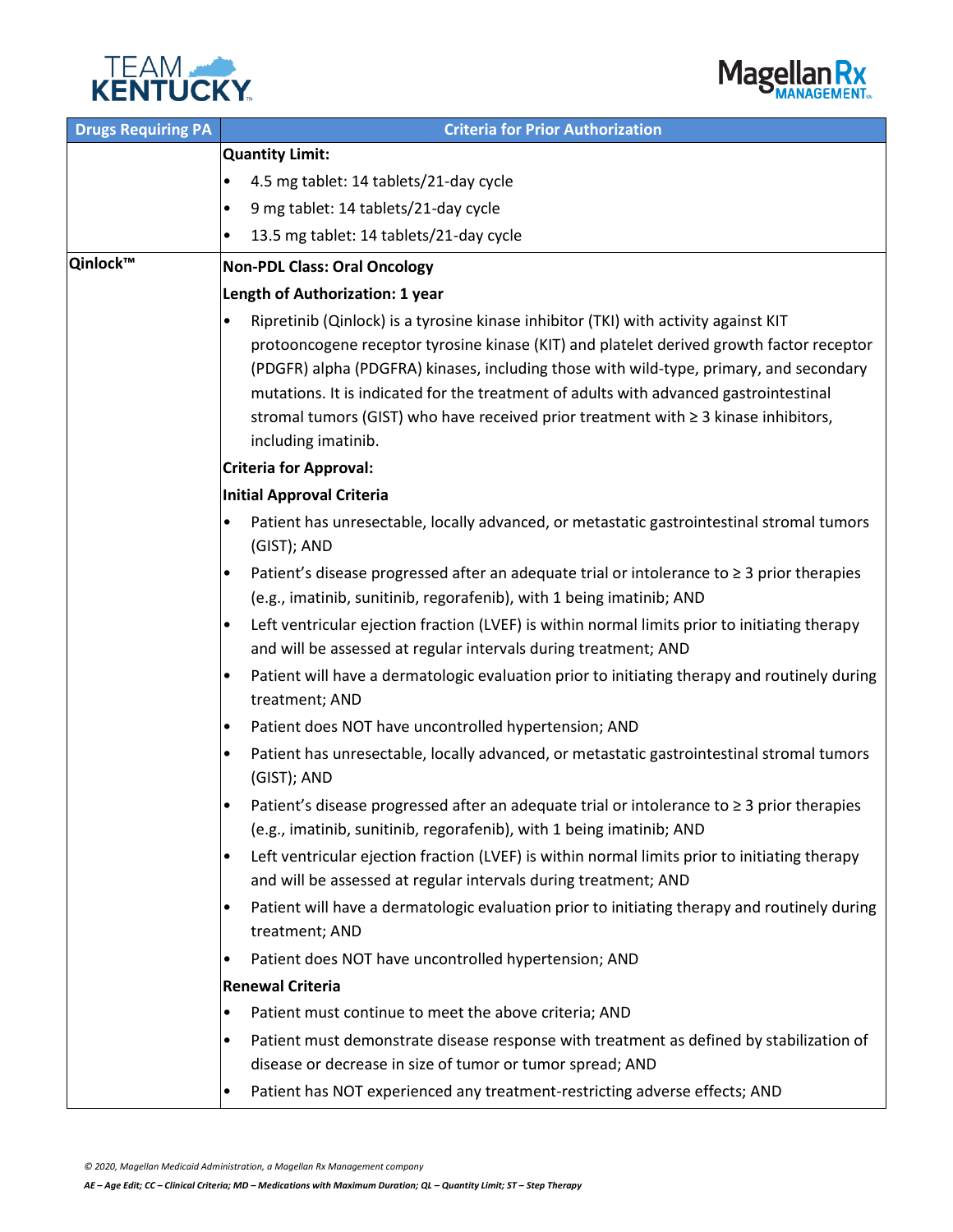| Drugs Requiring PA | Criteria for Prior Authorization |
|---|---|
| | **Quantity Limit:**<br>• 4.5 mg tablet: 14 tablets/21-day cycle<br>• 9 mg tablet: 14 tablets/21-day cycle<br>• 13.5 mg tablet: 14 tablets/21-day cycle |
| **Qinlock™** | **Non-PDL Class: Oral Oncology**<br>**Length of Authorization: 1 year**<br>• Ripretinib (Qinlock) is a tyrosine kinase inhibitor (TKI) with activity against KIT protooncogene receptor tyrosine kinase (KIT) and platelet derived growth factor receptor (PDGFR) alpha (PDGFRA) kinases, including those with wild-type, primary, and secondary mutations. It is indicated for the treatment of adults with advanced gastrointestinal stromal tumors (GIST) who have received prior treatment with ≥ 3 kinase inhibitors, including imatinib.<br>**Criteria for Approval:**<br>**Initial Approval Criteria**<br>• Patient has unresectable, locally advanced, or metastatic gastrointestinal stromal tumors (GIST); AND<br>• Patient's disease progressed after an adequate trial or intolerance to ≥ 3 prior therapies (e.g., imatinib, sunitinib, regorafenib), with 1 being imatinib; AND<br>• Left ventricular ejection fraction (LVEF) is within normal limits prior to initiating therapy and will be assessed at regular intervals during treatment; AND<br>• Patient will have a dermatologic evaluation prior to initiating therapy and routinely during treatment; AND<br>• Patient does NOT have uncontrolled hypertension; AND<br>• Patient has unresectable, locally advanced, or metastatic gastrointestinal stromal tumors (GIST); AND<br>• Patient's disease progressed after an adequate trial or intolerance to ≥ 3 prior therapies (e.g., imatinib, sunitinib, regorafenib), with 1 being imatinib; AND<br>• Left ventricular ejection fraction (LVEF) is within normal limits prior to initiating therapy and will be assessed at regular intervals during treatment; AND<br>• Patient will have a dermatologic evaluation prior to initiating therapy and routinely during treatment; AND<br>• Patient does NOT have uncontrolled hypertension; AND<br>**Renewal Criteria**<br>• Patient must continue to meet the above criteria; AND<br>• Patient must demonstrate disease response with treatment as defined by stabilization of disease or decrease in size of tumor or tumor spread; AND<br>• Patient has NOT experienced any treatment-restricting adverse effects; AND |

*© 2020, Magellan Medicaid Administration, a Magellan Rx Management company*

***AE – Age Edit; CC – Clinical Criteria; MD – Medications with Maximum Duration; QL – Quantity Limit; ST – Step Therapy***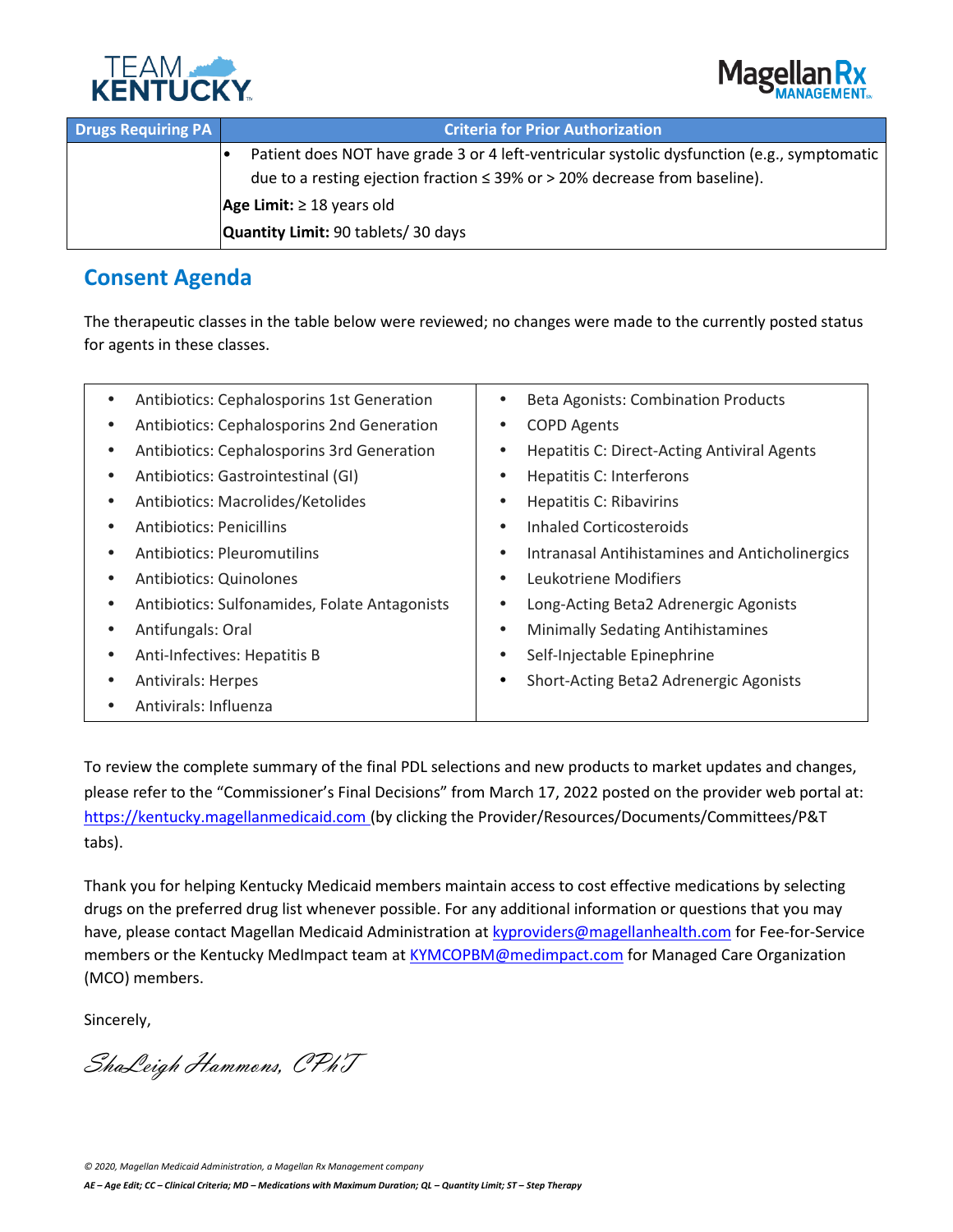| Drugs Requiring PA | Criteria for Prior Authorization |
| --- | --- |
| | • Patient does NOT have grade 3 or 4 left-ventricular systolic dysfunction (e.g., symptomatic due to a resting ejection fraction ≤ 39% or > 20% decrease from baseline).<br>**Age Limit:** ≥ 18 years old<br>**Quantity Limit:** 90 tablets/ 30 days |

## Consent Agenda

The therapeutic classes in the table below were reviewed; no changes were made to the currently posted status for agents in these classes.

- Antibiotics: Cephalosporins 1st Generation
- Antibiotics: Cephalosporins 2nd Generation
- Antibiotics: Cephalosporins 3rd Generation
- Antibiotics: Gastrointestinal (GI)
- Antibiotics: Macrolides/Ketolides
- Antibiotics: Penicillins
- Antibiotics: Pleuromutilins
- Antibiotics: Quinolones
- Antibiotics: Sulfonamides, Folate Antagonists
- Antifungals: Oral
- Anti-Infectives: Hepatitis B
- Antivirals: Herpes
- Antivirals: Influenza
- Beta Agonists: Combination Products
- COPD Agents
- Hepatitis C: Direct-Acting Antiviral Agents
- Hepatitis C: Interferons
- Hepatitis C: Ribavirins
- Inhaled Corticosteroids
- Intranasal Antihistamines and Anticholinergics
- Leukotriene Modifiers
- Long-Acting Beta2 Adrenergic Agonists
- Minimally Sedating Antihistamines
- Self-Injectable Epinephrine
- Short-Acting Beta2 Adrenergic Agonists

To review the complete summary of the final PDL selections and new products to market updates and changes, please refer to the "Commissioner's Final Decisions" from March 17, 2022 posted on the provider web portal at: https://kentucky.magellanmedicaid.com (by clicking the Provider/Resources/Documents/Committees/P&T tabs).

Thank you for helping Kentucky Medicaid members maintain access to cost effective medications by selecting drugs on the preferred drug list whenever possible. For any additional information or questions that you may have, please contact Magellan Medicaid Administration at kyproviders@magellanhealth.com for Fee-for-Service members or the Kentucky MedImpact team at KYMCOPBM@medimpact.com for Managed Care Organization (MCO) members.

Sincerely,

*ShaLeigh Hammons, CPhT*

*AE – Age Edit; CC – Clinical Criteria; MD – Medications with Maximum Duration; QL – Quantity Limit; ST – Step Therapy*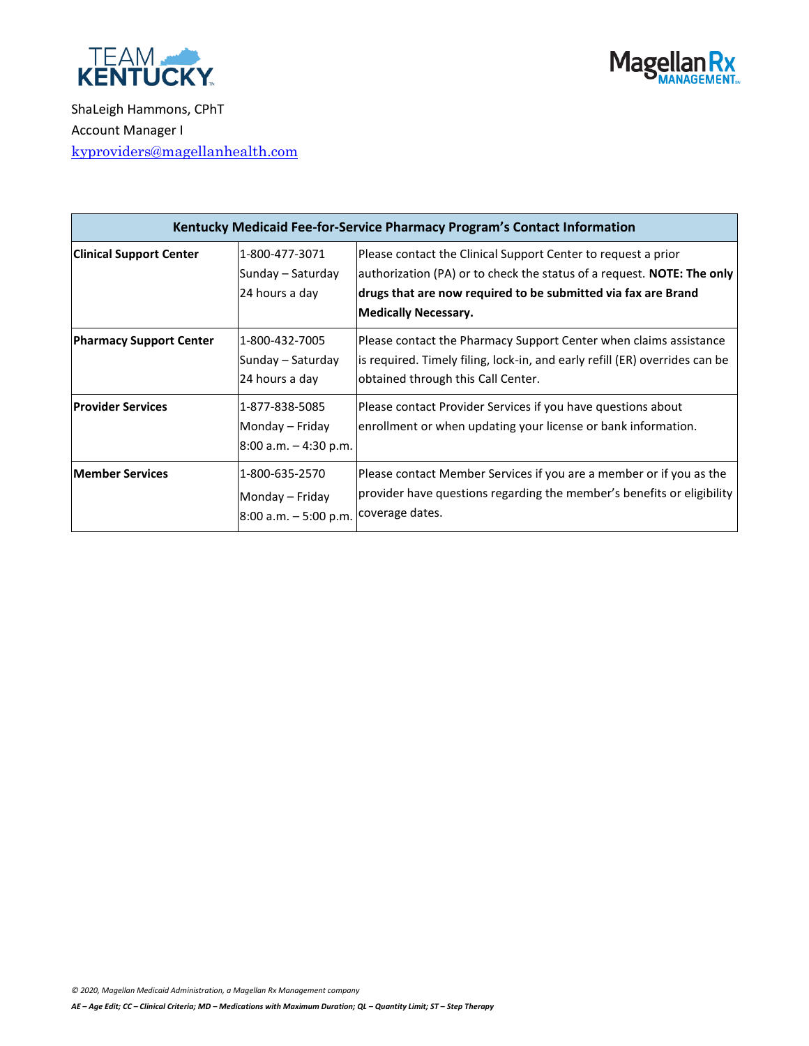ShaLeigh Hammons, CPhT
Account Manager I
kyproviders@magellanhealth.com

| Kentucky Medicaid Fee-for-Service Pharmacy Program's Contact Information | | |
|---|---|---|
| **Clinical Support Center** | 1-800-477-3071<br>Sunday – Saturday<br>24 hours a day | Please contact the Clinical Support Center to request a prior authorization (PA) or to check the status of a request. **NOTE: The only drugs that are now required to be submitted via fax are Brand Medically Necessary.** |
| **Pharmacy Support Center** | 1-800-432-7005<br>Sunday – Saturday<br>24 hours a day | Please contact the Pharmacy Support Center when claims assistance is required. Timely filing, lock-in, and early refill (ER) overrides can be obtained through this Call Center. |
| **Provider Services** | 1-877-838-5085<br>Monday – Friday<br>8:00 a.m. – 4:30 p.m. | Please contact Provider Services if you have questions about enrollment or when updating your license or bank information. |
| **Member Services** | 1-800-635-2570<br>Monday – Friday<br>8:00 a.m. – 5:00 p.m. | Please contact Member Services if you are a member or if you as the provider have questions regarding the member's benefits or eligibility coverage dates. |

*© 2020, Magellan Medicaid Administration, a Magellan Rx Management company*

***AE – Age Edit; CC – Clinical Criteria; MD – Medications with Maximum Duration; QL – Quantity Limit; ST – Step Therapy***